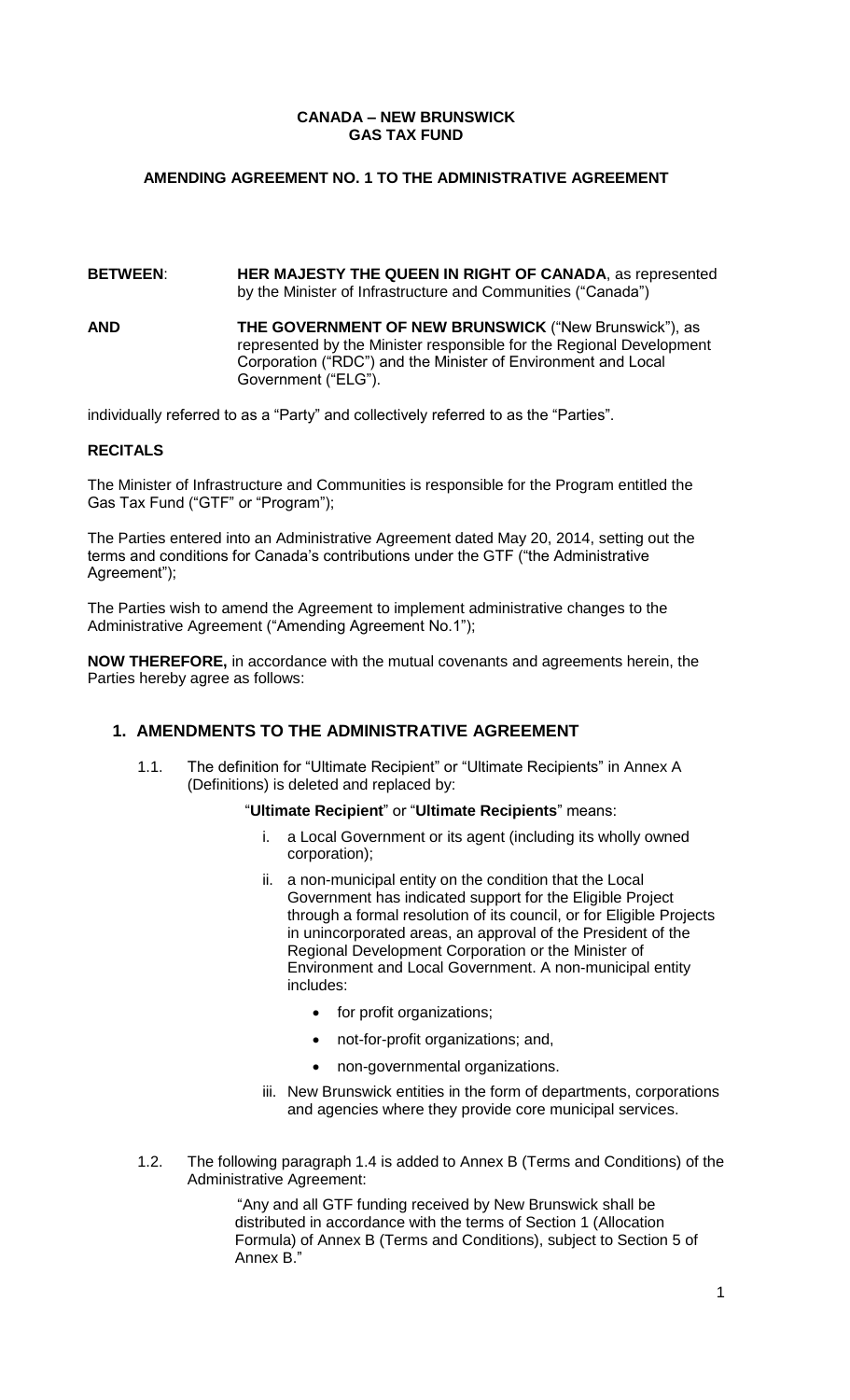**CANADA – NEW BRUNSWICK**
**GAS TAX FUND**

**AMENDING AGREEMENT NO. 1 TO THE ADMINISTRATIVE AGREEMENT**

**BETWEEN**: **HER MAJESTY THE QUEEN IN RIGHT OF CANADA**, as represented by the Minister of Infrastructure and Communities ("Canada")

**AND** **THE GOVERNMENT OF NEW BRUNSWICK** ("New Brunswick"), as represented by the Minister responsible for the Regional Development Corporation ("RDC") and the Minister of Environment and Local Government ("ELG").

individually referred to as a "Party" and collectively referred to as the "Parties".

**RECITALS**

The Minister of Infrastructure and Communities is responsible for the Program entitled the Gas Tax Fund ("GTF" or "Program");

The Parties entered into an Administrative Agreement dated May 20, 2014, setting out the terms and conditions for Canada's contributions under the GTF ("the Administrative Agreement");

The Parties wish to amend the Agreement to implement administrative changes to the Administrative Agreement ("Amending Agreement No.1");

**NOW THEREFORE,** in accordance with the mutual covenants and agreements herein, the Parties hereby agree as follows:

## 1. AMENDMENTS TO THE ADMINISTRATIVE AGREEMENT

1.1. The definition for "Ultimate Recipient" or "Ultimate Recipients" in Annex A (Definitions) is deleted and replaced by:

"**Ultimate Recipient**" or "**Ultimate Recipients**" means:

i. a Local Government or its agent (including its wholly owned corporation);

ii. a non-municipal entity on the condition that the Local Government has indicated support for the Eligible Project through a formal resolution of its council, or for Eligible Projects in unincorporated areas, an approval of the President of the Regional Development Corporation or the Minister of Environment and Local Government. A non-municipal entity includes:

- for profit organizations;
- not-for-profit organizations; and,
- non-governmental organizations.

iii. New Brunswick entities in the form of departments, corporations and agencies where they provide core municipal services.

1.2. The following paragraph 1.4 is added to Annex B (Terms and Conditions) of the Administrative Agreement:

"Any and all GTF funding received by New Brunswick shall be distributed in accordance with the terms of Section 1 (Allocation Formula) of Annex B (Terms and Conditions), subject to Section 5 of Annex B."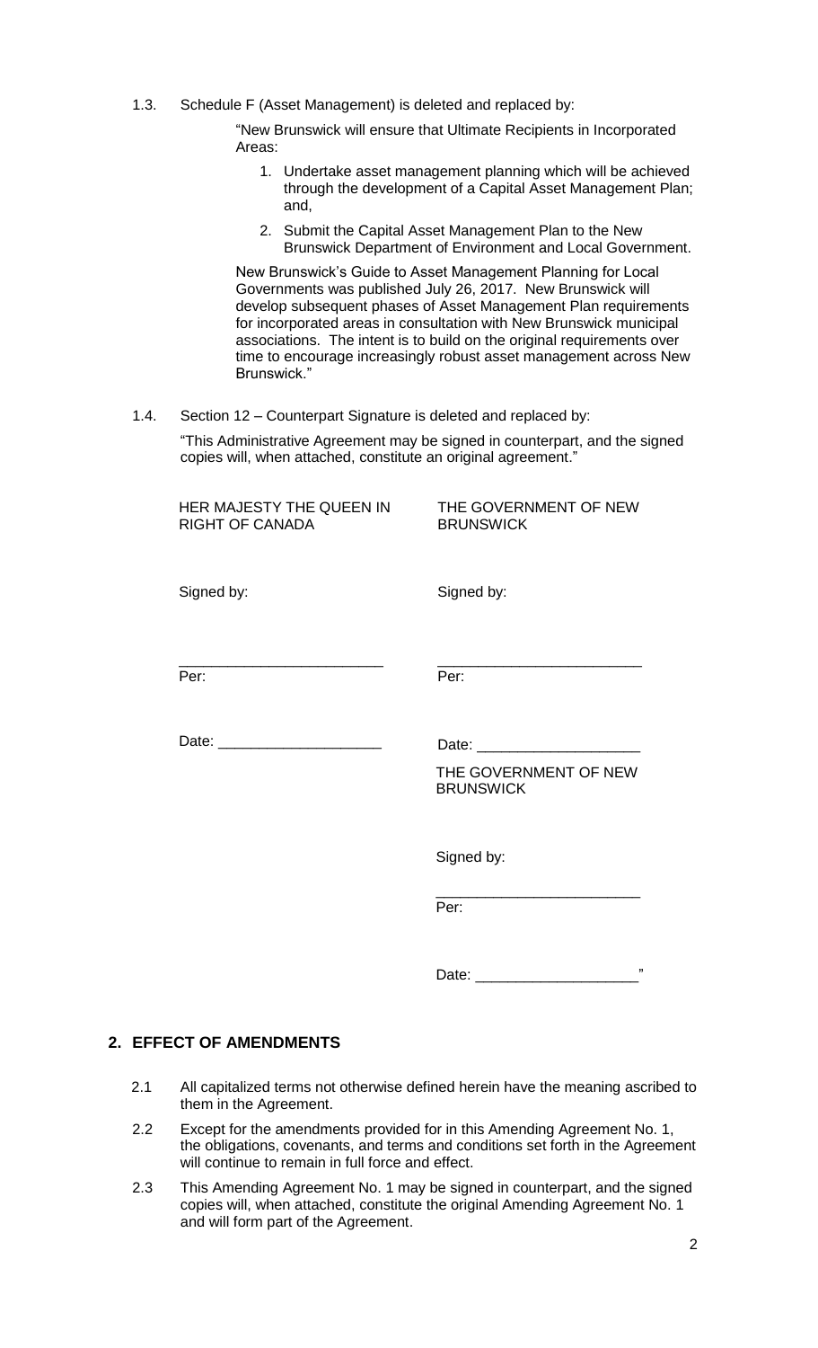1.3. Schedule F (Asset Management) is deleted and replaced by:

"New Brunswick will ensure that Ultimate Recipients in Incorporated Areas:

1. Undertake asset management planning which will be achieved through the development of a Capital Asset Management Plan; and,
2. Submit the Capital Asset Management Plan to the New Brunswick Department of Environment and Local Government.

New Brunswick's Guide to Asset Management Planning for Local Governments was published July 26, 2017. New Brunswick will develop subsequent phases of Asset Management Plan requirements for incorporated areas in consultation with New Brunswick municipal associations. The intent is to build on the original requirements over time to encourage increasingly robust asset management across New Brunswick."

1.4. Section 12 – Counterpart Signature is deleted and replaced by:

"This Administrative Agreement may be signed in counterpart, and the signed copies will, when attached, constitute an original agreement."

| HER MAJESTY THE QUEEN IN RIGHT OF CANADA | THE GOVERNMENT OF NEW BRUNSWICK |
|---|---|
| Signed by: | Signed by: |
| ________________________ | ________________________ |
| Per: | Per: |
| Date: ____________________ | Date: ____________________ |
| | THE GOVERNMENT OF NEW BRUNSWICK |
| | Signed by: |
| | ________________________ |
| | Per: |
| | Date: ____________________" |

## 2. EFFECT OF AMENDMENTS

2.1 All capitalized terms not otherwise defined herein have the meaning ascribed to them in the Agreement.

2.2 Except for the amendments provided for in this Amending Agreement No. 1, the obligations, covenants, and terms and conditions set forth in the Agreement will continue to remain in full force and effect.

2.3 This Amending Agreement No. 1 may be signed in counterpart, and the signed copies will, when attached, constitute the original Amending Agreement No. 1 and will form part of the Agreement.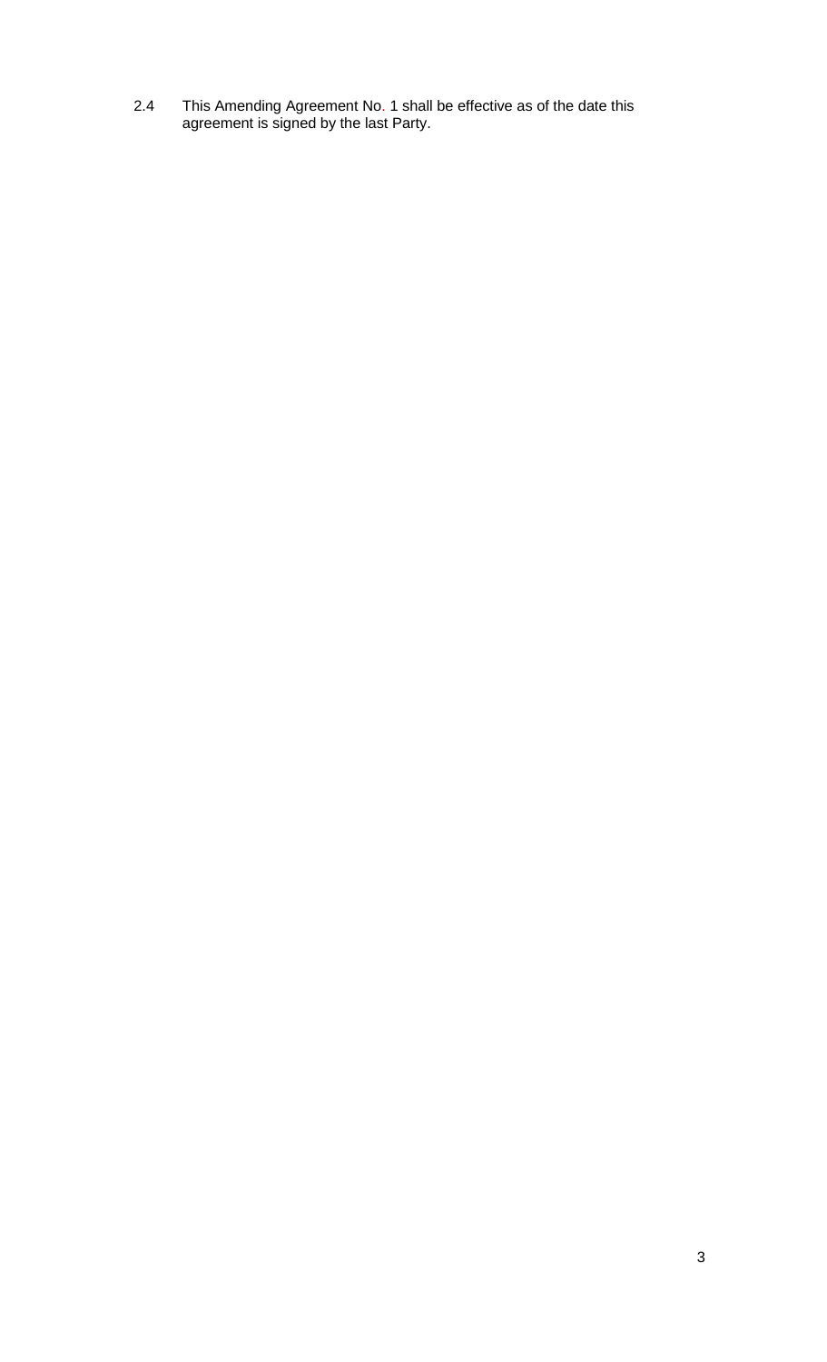2.4 This Amending Agreement No. 1 shall be effective as of the date this agreement is signed by the last Party.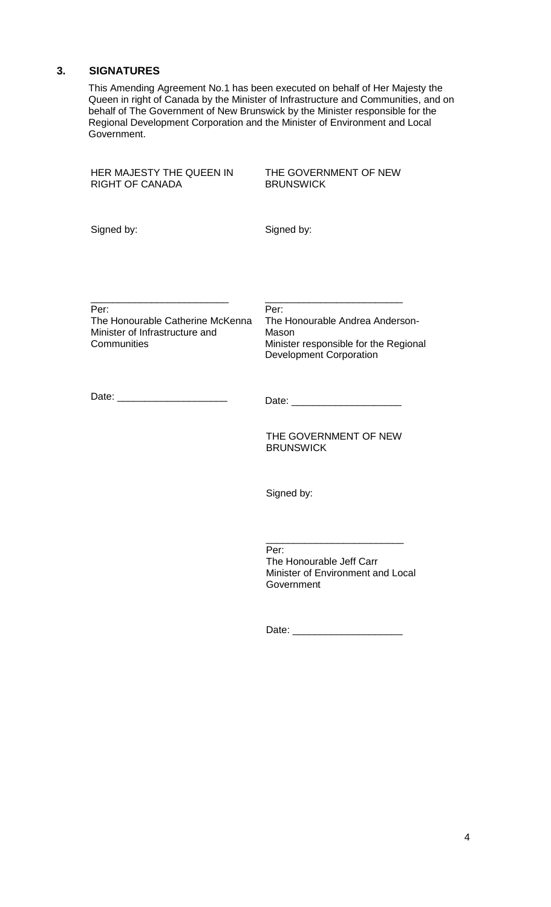## 3. SIGNATURES

This Amending Agreement No.1 has been executed on behalf of Her Majesty the Queen in right of Canada by the Minister of Infrastructure and Communities, and on behalf of The Government of New Brunswick by the Minister responsible for the Regional Development Corporation and the Minister of Environment and Local Government.

HER MAJESTY THE QUEEN IN RIGHT OF CANADA

Signed by:

_________________________
Per:
The Honourable Catherine McKenna
Minister of Infrastructure and Communities

Date: ____________________

THE GOVERNMENT OF NEW BRUNSWICK

Signed by:

_________________________
Per:
The Honourable Andrea Anderson-Mason
Minister responsible for the Regional Development Corporation

Date: ____________________

THE GOVERNMENT OF NEW BRUNSWICK

Signed by:

_________________________
Per:
The Honourable Jeff Carr
Minister of Environment and Local Government

Date: ____________________